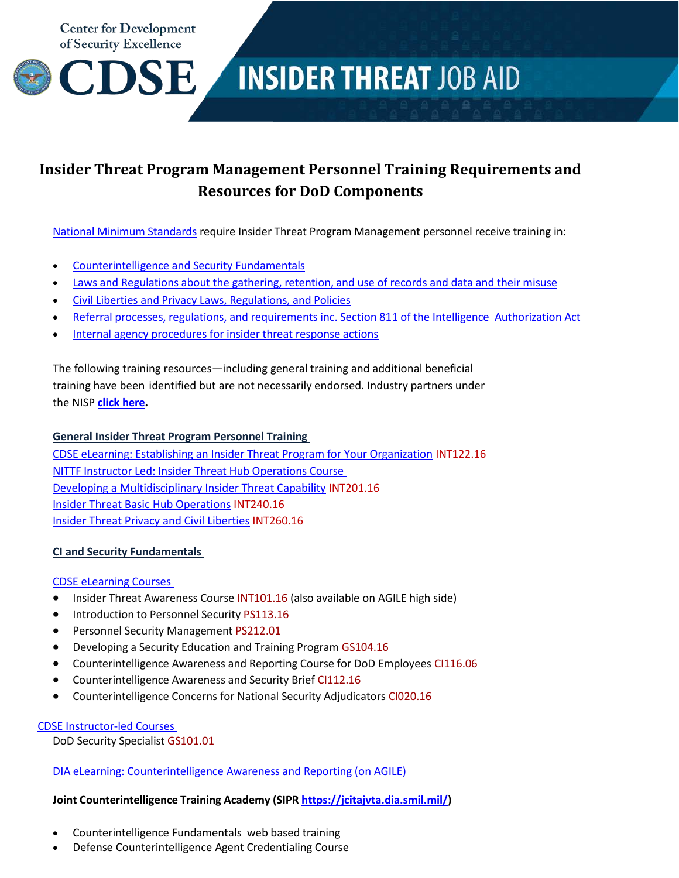Center for Development of Security Excellence

# CDSE INSIDER THREAT JOB AID

## Insider Threat Program Management Personnel Training Requirements and Resources for DoD Components

National Minimum Standards require Insider Threat Program Management personnel receive training in:

- Counterintelligence and Security Fundamentals
- Laws and Regulations about the gathering, retention, and use of records and data and their misuse
- Civil Liberties and Privacy Laws, Regulations, and Policies
- Referral processes, regulations, and requirements inc. Section 811 of the Intelligence Authorization Act
- Internal agency procedures for insider threat response actions

The following training resources—including general training and additional beneficial training have been identified but are not necessarily endorsed. Industry partners under the NISP **click here**.

**General Insider Threat Program Personnel Training**

CDSE eLearning: Establishing an Insider Threat Program for Your Organization INT122.16
NITTF Instructor Led: Insider Threat Hub Operations Course
Developing a Multidisciplinary Insider Threat Capability INT201.16
Insider Threat Basic Hub Operations INT240.16
Insider Threat Privacy and Civil Liberties INT260.16

**CI and Security Fundamentals**

CDSE eLearning Courses

- Insider Threat Awareness Course INT101.16 (also available on AGILE high side)
- Introduction to Personnel Security PS113.16
- Personnel Security Management PS212.01
- Developing a Security Education and Training Program GS104.16
- Counterintelligence Awareness and Reporting Course for DoD Employees CI116.06
- Counterintelligence Awareness and Security Brief CI112.16
- Counterintelligence Concerns for National Security Adjudicators CI020.16

CDSE Instructor-led Courses
DoD Security Specialist GS101.01

DIA eLearning: Counterintelligence Awareness and Reporting (on AGILE)

**Joint Counterintelligence Training Academy (SIPR https://jcitajvta.dia.smil.mil/)**

- Counterintelligence Fundamentals web based training
- Defense Counterintelligence Agent Credentialing Course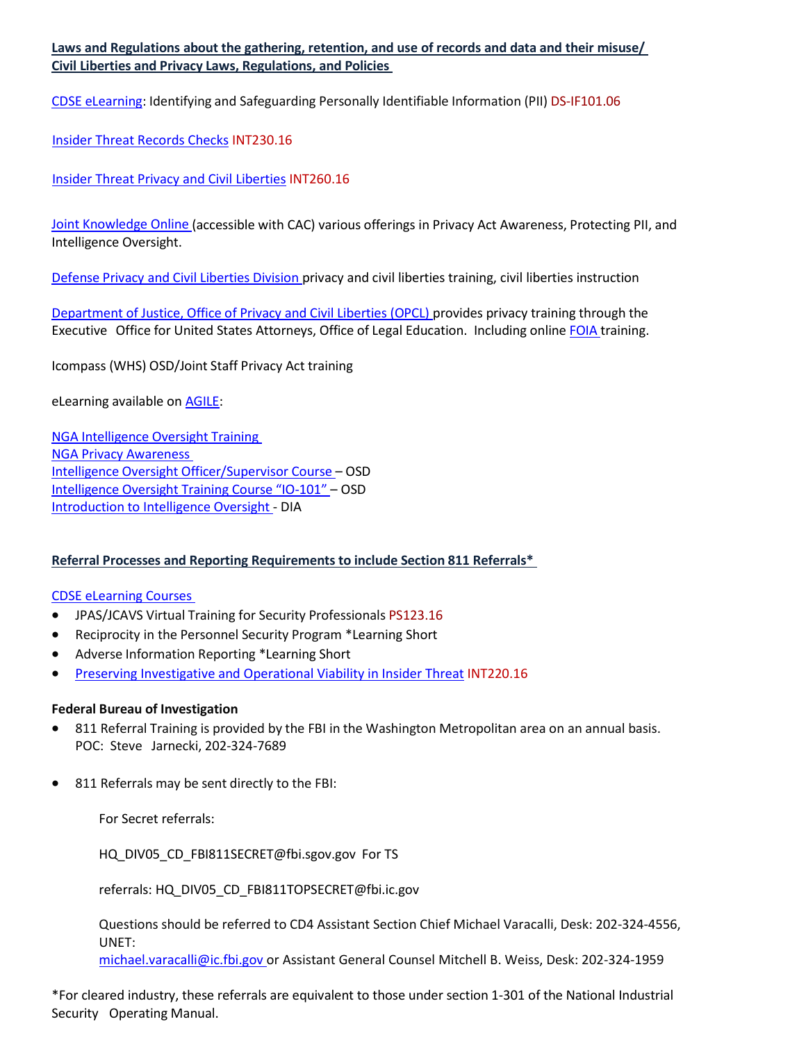**Laws and Regulations about the gathering, retention, and use of records and data and their misuse/ Civil Liberties and Privacy Laws, Regulations, and Policies**

CDSE eLearning: Identifying and Safeguarding Personally Identifiable Information (PII) DS-IF101.06

Insider Threat Records Checks INT230.16

Insider Threat Privacy and Civil Liberties INT260.16

Joint Knowledge Online (accessible with CAC) various offerings in Privacy Act Awareness, Protecting PII, and Intelligence Oversight.

Defense Privacy and Civil Liberties Division privacy and civil liberties training, civil liberties instruction

Department of Justice, Office of Privacy and Civil Liberties (OPCL) provides privacy training through the Executive Office for United States Attorneys, Office of Legal Education. Including online FOIA training.

Icompass (WHS) OSD/Joint Staff Privacy Act training

eLearning available on AGILE:

NGA Intelligence Oversight Training
NGA Privacy Awareness
Intelligence Oversight Officer/Supervisor Course – OSD
Intelligence Oversight Training Course "IO-101" – OSD
Introduction to Intelligence Oversight - DIA

**Referral Processes and Reporting Requirements to include Section 811 Referrals***

CDSE eLearning Courses

- JPAS/JCAVS Virtual Training for Security Professionals PS123.16
- Reciprocity in the Personnel Security Program *Learning Short
- Adverse Information Reporting *Learning Short
- Preserving Investigative and Operational Viability in Insider Threat INT220.16

**Federal Bureau of Investigation**

- 811 Referral Training is provided by the FBI in the Washington Metropolitan area on an annual basis. POC: Steve Jarnecki, 202-324-7689

- 811 Referrals may be sent directly to the FBI:

  For Secret referrals:

  HQ_DIV05_CD_FBI811SECRET@fbi.sgov.gov For TS

  referrals: HQ_DIV05_CD_FBI811TOPSECRET@fbi.ic.gov

  Questions should be referred to CD4 Assistant Section Chief Michael Varacalli, Desk: 202-324-4556, UNET:
  michael.varacalli@ic.fbi.gov or Assistant General Counsel Mitchell B. Weiss, Desk: 202-324-1959

*For cleared industry, these referrals are equivalent to those under section 1-301 of the National Industrial Security Operating Manual.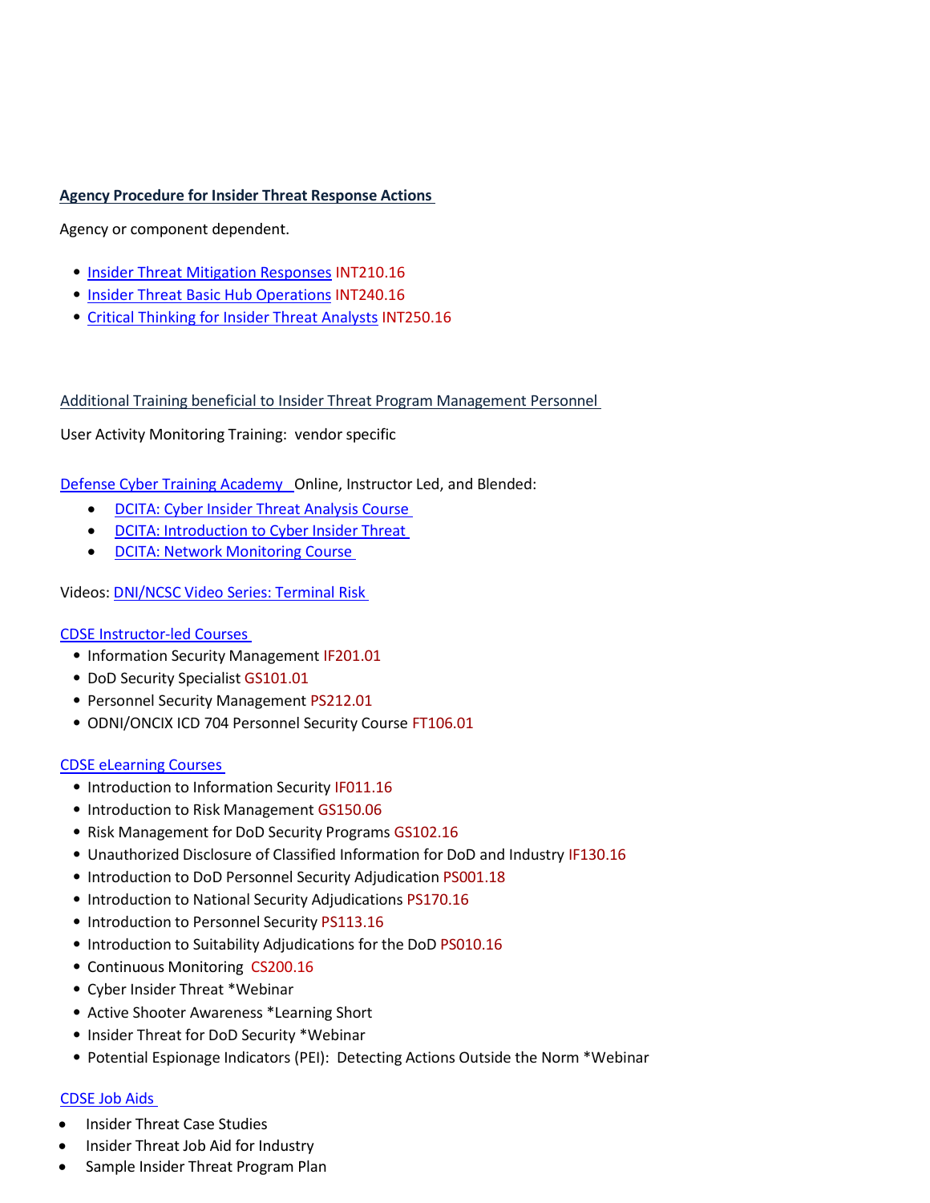**Agency Procedure for Insider Threat Response Actions**

Agency or component dependent.

- Insider Threat Mitigation Responses INT210.16
- Insider Threat Basic Hub Operations INT240.16
- Critical Thinking for Insider Threat Analysts INT250.16

Additional Training beneficial to Insider Threat Program Management Personnel

User Activity Monitoring Training: vendor specific

Defense Cyber Training Academy Online, Instructor Led, and Blended:

- DCITA: Cyber Insider Threat Analysis Course
- DCITA: Introduction to Cyber Insider Threat
- DCITA: Network Monitoring Course

Videos: DNI/NCSC Video Series: Terminal Risk

CDSE Instructor-led Courses

- Information Security Management IF201.01
- DoD Security Specialist GS101.01
- Personnel Security Management PS212.01
- ODNI/ONCIX ICD 704 Personnel Security Course FT106.01

CDSE eLearning Courses

- Introduction to Information Security IF011.16
- Introduction to Risk Management GS150.06
- Risk Management for DoD Security Programs GS102.16
- Unauthorized Disclosure of Classified Information for DoD and Industry IF130.16
- Introduction to DoD Personnel Security Adjudication PS001.18
- Introduction to National Security Adjudications PS170.16
- Introduction to Personnel Security PS113.16
- Introduction to Suitability Adjudications for the DoD PS010.16
- Continuous Monitoring CS200.16
- Cyber Insider Threat *Webinar
- Active Shooter Awareness *Learning Short
- Insider Threat for DoD Security *Webinar
- Potential Espionage Indicators (PEI): Detecting Actions Outside the Norm *Webinar

CDSE Job Aids

- Insider Threat Case Studies
- Insider Threat Job Aid for Industry
- Sample Insider Threat Program Plan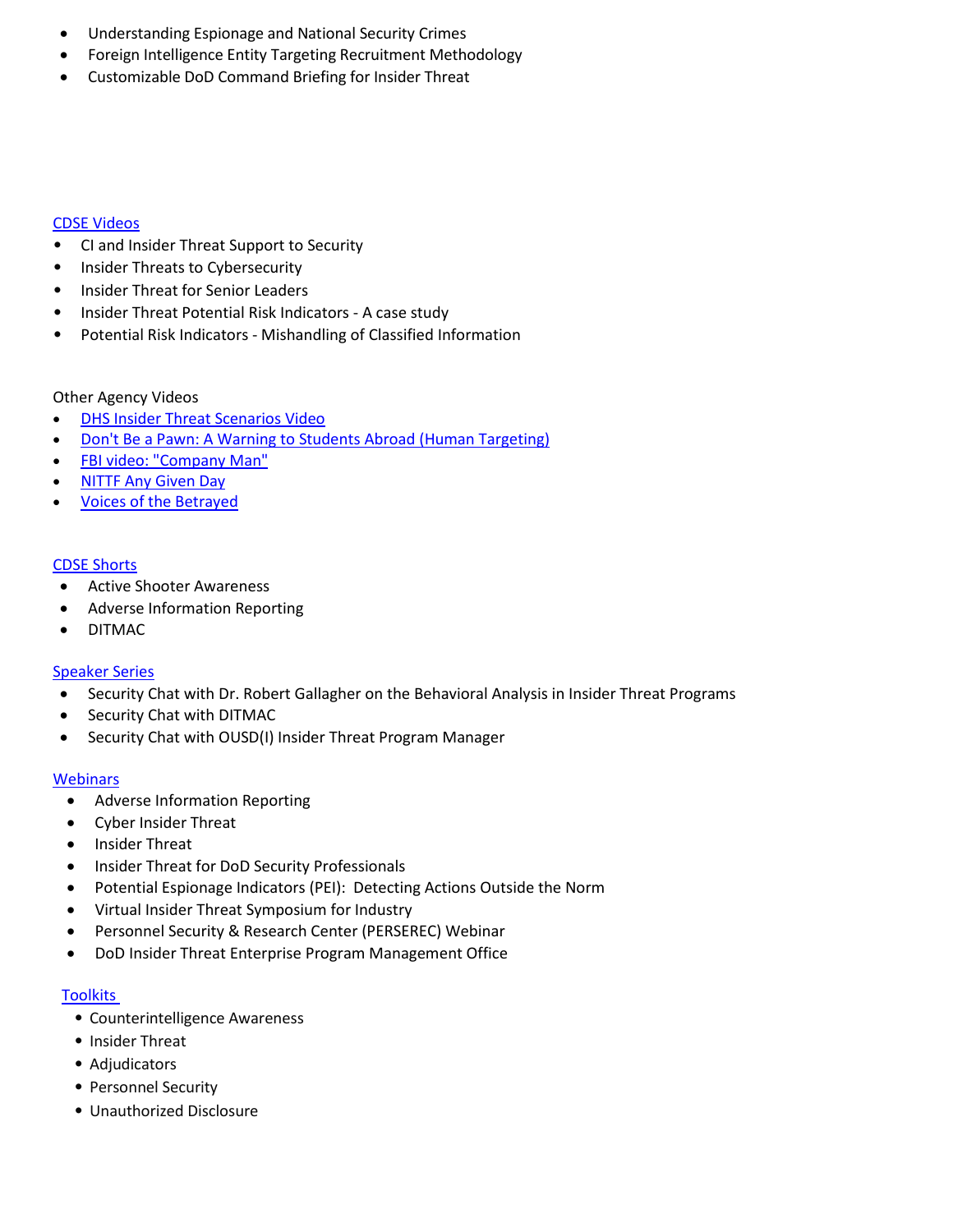- Understanding Espionage and National Security Crimes
- Foreign Intelligence Entity Targeting Recruitment Methodology
- Customizable DoD Command Briefing for Insider Threat

CDSE Videos

- CI and Insider Threat Support to Security
- Insider Threats to Cybersecurity
- Insider Threat for Senior Leaders
- Insider Threat Potential Risk Indicators - A case study
- Potential Risk Indicators - Mishandling of Classified Information

Other Agency Videos

- DHS Insider Threat Scenarios Video
- Don't Be a Pawn: A Warning to Students Abroad (Human Targeting)
- FBI video: "Company Man"
- NITTF Any Given Day
- Voices of the Betrayed

CDSE Shorts

- Active Shooter Awareness
- Adverse Information Reporting
- DITMAC

Speaker Series

- Security Chat with Dr. Robert Gallagher on the Behavioral Analysis in Insider Threat Programs
- Security Chat with DITMAC
- Security Chat with OUSD(I) Insider Threat Program Manager

Webinars

- Adverse Information Reporting
- Cyber Insider Threat
- Insider Threat
- Insider Threat for DoD Security Professionals
- Potential Espionage Indicators (PEI): Detecting Actions Outside the Norm
- Virtual Insider Threat Symposium for Industry
- Personnel Security & Research Center (PERSEREC) Webinar
- DoD Insider Threat Enterprise Program Management Office

Toolkits

- Counterintelligence Awareness
- Insider Threat
- Adjudicators
- Personnel Security
- Unauthorized Disclosure